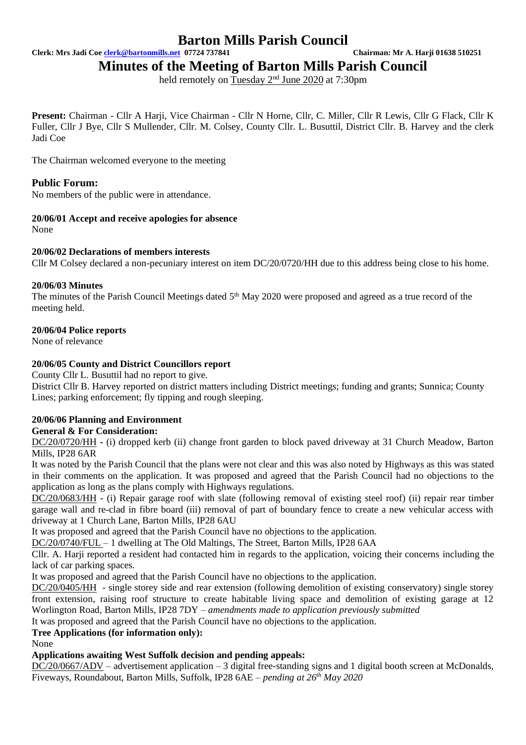# Barton Mills Parish Council

**Clerk: Mrs Jadi Coe clerk@bartonmills.net 07724 737841** **Chairman: Mr A. Harji 01638 510251**

# Minutes of the Meeting of Barton Mills Parish Council

held remotely on Tuesday 2nd June 2020 at 7:30pm

**Present:** Chairman - Cllr A Harji, Vice Chairman - Cllr N Horne, Cllr, C. Miller, Cllr R Lewis, Cllr G Flack, Cllr K Fuller, Cllr J Bye, Cllr S Mullender, Cllr. M. Colsey, County Cllr. L. Busuttil, District Cllr. B. Harvey and the clerk Jadi Coe

The Chairman welcomed everyone to the meeting

## Public Forum:

No members of the public were in attendance.

### 20/06/01 Accept and receive apologies for absence

None

### 20/06/02 Declarations of members interests

Cllr M Colsey declared a non-pecuniary interest on item DC/20/0720/HH due to this address being close to his home.

### 20/06/03 Minutes

The minutes of the Parish Council Meetings dated 5th May 2020 were proposed and agreed as a true record of the meeting held.

### 20/06/04 Police reports

None of relevance

### 20/06/05 County and District Councillors report

County Cllr L. Busuttil had no report to give.

District Cllr B. Harvey reported on district matters including District meetings; funding and grants; Sunnica; County Lines; parking enforcement; fly tipping and rough sleeping.

### 20/06/06 Planning and Environment

**General & For Consideration:**

DC/20/0720/HH - (i) dropped kerb (ii) change front garden to block paved driveway at 31 Church Meadow, Barton Mills, IP28 6AR

It was noted by the Parish Council that the plans were not clear and this was also noted by Highways as this was stated in their comments on the application. It was proposed and agreed that the Parish Council had no objections to the application as long as the plans comply with Highways regulations.

DC/20/0683/HH - (i) Repair garage roof with slate (following removal of existing steel roof) (ii) repair rear timber garage wall and re-clad in fibre board (iii) removal of part of boundary fence to create a new vehicular access with driveway at 1 Church Lane, Barton Mills, IP28 6AU

It was proposed and agreed that the Parish Council have no objections to the application.

DC/20/0740/FUL – 1 dwelling at The Old Maltings, The Street, Barton Mills, IP28 6AA

Cllr. A. Harji reported a resident had contacted him in regards to the application, voicing their concerns including the lack of car parking spaces.

It was proposed and agreed that the Parish Council have no objections to the application.

DC/20/0405/HH - single storey side and rear extension (following demolition of existing conservatory) single storey front extension, raising roof structure to create habitable living space and demolition of existing garage at 12 Worlington Road, Barton Mills, IP28 7DY – *amendments made to application previously submitted*

It was proposed and agreed that the Parish Council have no objections to the application.

**Tree Applications (for information only):**

None

**Applications awaiting West Suffolk decision and pending appeals:**

DC/20/0667/ADV – advertisement application – 3 digital free-standing signs and 1 digital booth screen at McDonalds, Fiveways, Roundabout, Barton Mills, Suffolk, IP28 6AE – *pending at 26th May 2020*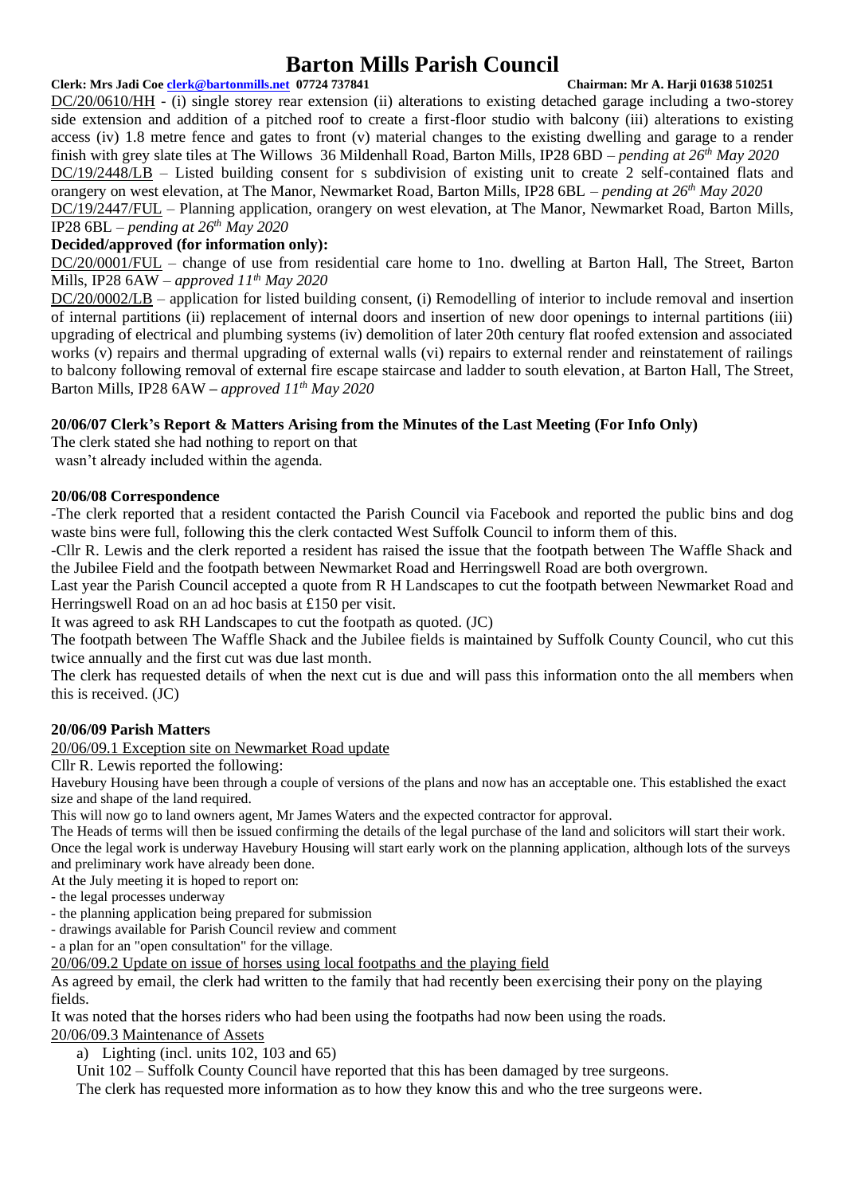DC/20/0610/HH - (i) single storey rear extension (ii) alterations to existing detached garage including a two-storey side extension and addition of a pitched roof to create a first-floor studio with balcony (iii) alterations to existing access (iv) 1.8 metre fence and gates to front (v) material changes to the existing dwelling and garage to a render finish with grey slate tiles at The Willows 36 Mildenhall Road, Barton Mills, IP28 6BD – *pending at 26th May 2020*

DC/19/2448/LB – Listed building consent for s subdivision of existing unit to create 2 self-contained flats and orangery on west elevation, at The Manor, Newmarket Road, Barton Mills, IP28 6BL – *pending at 26th May 2020*

DC/19/2447/FUL – Planning application, orangery on west elevation, at The Manor, Newmarket Road, Barton Mills, IP28 6BL – *pending at 26th May 2020*

**Decided/approved (for information only):**

DC/20/0001/FUL – change of use from residential care home to 1no. dwelling at Barton Hall, The Street, Barton Mills, IP28 6AW – *approved 11th May 2020*

DC/20/0002/LB – application for listed building consent, (i) Remodelling of interior to include removal and insertion of internal partitions (ii) replacement of internal doors and insertion of new door openings to internal partitions (iii) upgrading of electrical and plumbing systems (iv) demolition of later 20th century flat roofed extension and associated works (v) repairs and thermal upgrading of external walls (vi) repairs to external render and reinstatement of railings to balcony following removal of external fire escape staircase and ladder to south elevation, at Barton Hall, The Street, Barton Mills, IP28 6AW **–** *approved 11th May 2020*

**20/06/07 Clerk's Report & Matters Arising from the Minutes of the Last Meeting (For Info Only)**

The clerk stated she had nothing to report on that wasn't already included within the agenda.

**20/06/08 Correspondence**

-The clerk reported that a resident contacted the Parish Council via Facebook and reported the public bins and dog waste bins were full, following this the clerk contacted West Suffolk Council to inform them of this.

-Cllr R. Lewis and the clerk reported a resident has raised the issue that the footpath between The Waffle Shack and the Jubilee Field and the footpath between Newmarket Road and Herringswell Road are both overgrown.

Last year the Parish Council accepted a quote from R H Landscapes to cut the footpath between Newmarket Road and Herringswell Road on an ad hoc basis at £150 per visit.

It was agreed to ask RH Landscapes to cut the footpath as quoted. (JC)

The footpath between The Waffle Shack and the Jubilee fields is maintained by Suffolk County Council, who cut this twice annually and the first cut was due last month.

The clerk has requested details of when the next cut is due and will pass this information onto the all members when this is received. (JC)

**20/06/09 Parish Matters**

20/06/09.1 Exception site on Newmarket Road update

Cllr R. Lewis reported the following:

Havebury Housing have been through a couple of versions of the plans and now has an acceptable one. This established the exact size and shape of the land required.

This will now go to land owners agent, Mr James Waters and the expected contractor for approval.

The Heads of terms will then be issued confirming the details of the legal purchase of the land and solicitors will start their work. Once the legal work is underway Havebury Housing will start early work on the planning application, although lots of the surveys and preliminary work have already been done.

At the July meeting it is hoped to report on:

- the legal processes underway
- the planning application being prepared for submission
- drawings available for Parish Council review and comment
- a plan for an "open consultation" for the village.

20/06/09.2 Update on issue of horses using local footpaths and the playing field

As agreed by email, the clerk had written to the family that had recently been exercising their pony on the playing fields.

It was noted that the horses riders who had been using the footpaths had now been using the roads.

20/06/09.3 Maintenance of Assets

a) Lighting (incl. units 102, 103 and 65)

Unit 102 – Suffolk County Council have reported that this has been damaged by tree surgeons.

The clerk has requested more information as to how they know this and who the tree surgeons were.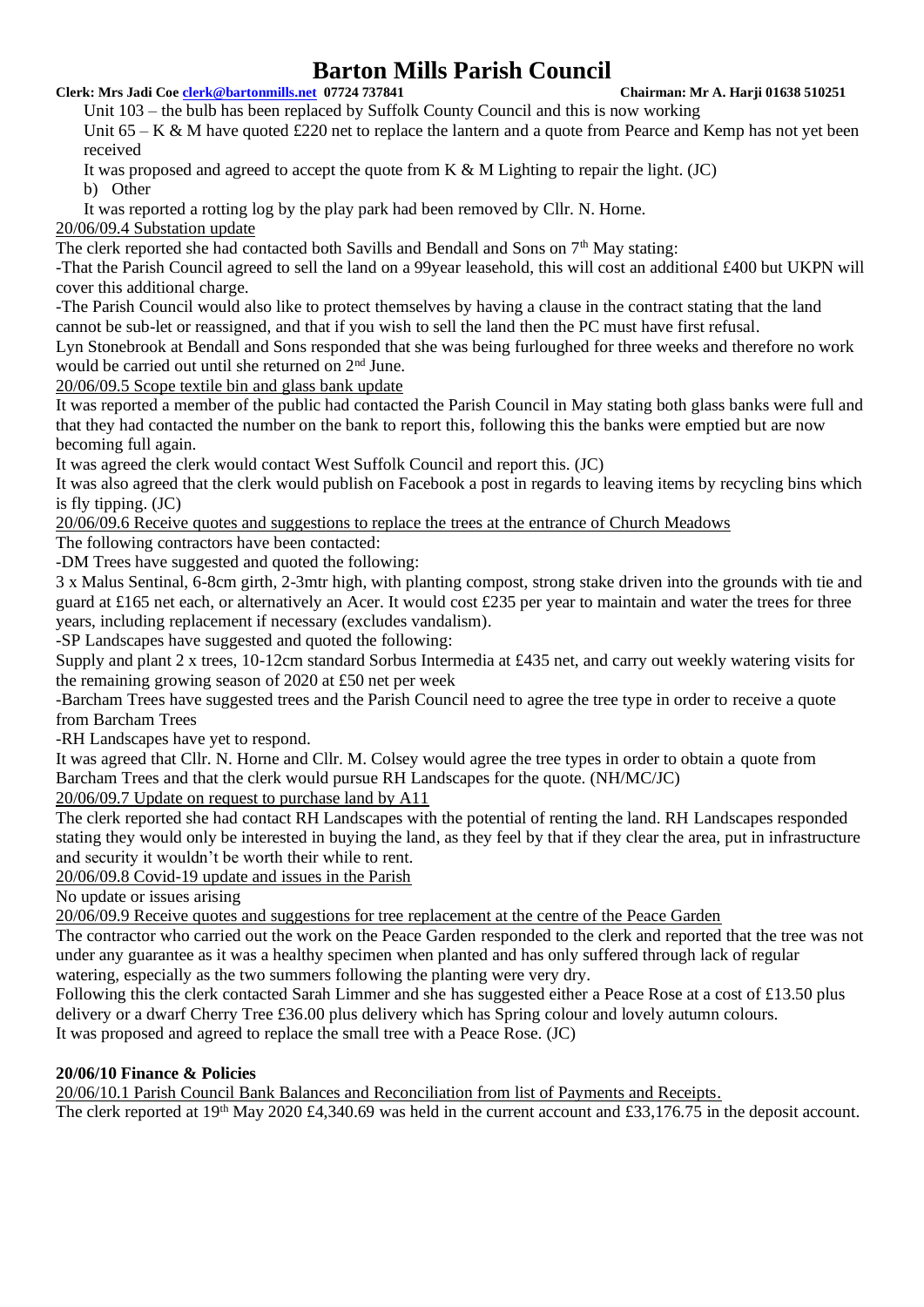Unit 103 – the bulb has been replaced by Suffolk County Council and this is now working

Unit 65 – K & M have quoted £220 net to replace the lantern and a quote from Pearce and Kemp has not yet been received

It was proposed and agreed to accept the quote from K & M Lighting to repair the light. (JC)

b) Other

It was reported a rotting log by the play park had been removed by Cllr. N. Horne.

20/06/09.4 Substation update

The clerk reported she had contacted both Savills and Bendall and Sons on 7th May stating:

-That the Parish Council agreed to sell the land on a 99year leasehold, this will cost an additional £400 but UKPN will cover this additional charge.

-The Parish Council would also like to protect themselves by having a clause in the contract stating that the land cannot be sub-let or reassigned, and that if you wish to sell the land then the PC must have first refusal.

Lyn Stonebrook at Bendall and Sons responded that she was being furloughed for three weeks and therefore no work would be carried out until she returned on 2nd June.

20/06/09.5 Scope textile bin and glass bank update

It was reported a member of the public had contacted the Parish Council in May stating both glass banks were full and that they had contacted the number on the bank to report this, following this the banks were emptied but are now becoming full again.

It was agreed the clerk would contact West Suffolk Council and report this. (JC)

It was also agreed that the clerk would publish on Facebook a post in regards to leaving items by recycling bins which is fly tipping. (JC)

20/06/09.6 Receive quotes and suggestions to replace the trees at the entrance of Church Meadows

The following contractors have been contacted:

-DM Trees have suggested and quoted the following:

3 x Malus Sentinal, 6-8cm girth, 2-3mtr high, with planting compost, strong stake driven into the grounds with tie and guard at £165 net each, or alternatively an Acer. It would cost £235 per year to maintain and water the trees for three years, including replacement if necessary (excludes vandalism).

-SP Landscapes have suggested and quoted the following:

Supply and plant 2 x trees, 10-12cm standard Sorbus Intermedia at £435 net, and carry out weekly watering visits for the remaining growing season of 2020 at £50 net per week

-Barcham Trees have suggested trees and the Parish Council need to agree the tree type in order to receive a quote from Barcham Trees

-RH Landscapes have yet to respond.

It was agreed that Cllr. N. Horne and Cllr. M. Colsey would agree the tree types in order to obtain a quote from Barcham Trees and that the clerk would pursue RH Landscapes for the quote. (NH/MC/JC)

20/06/09.7 Update on request to purchase land by A11

The clerk reported she had contact RH Landscapes with the potential of renting the land. RH Landscapes responded stating they would only be interested in buying the land, as they feel by that if they clear the area, put in infrastructure and security it wouldn't be worth their while to rent.

20/06/09.8 Covid-19 update and issues in the Parish

No update or issues arising

20/06/09.9 Receive quotes and suggestions for tree replacement at the centre of the Peace Garden

The contractor who carried out the work on the Peace Garden responded to the clerk and reported that the tree was not under any guarantee as it was a healthy specimen when planted and has only suffered through lack of regular watering, especially as the two summers following the planting were very dry.

Following this the clerk contacted Sarah Limmer and she has suggested either a Peace Rose at a cost of £13.50 plus delivery or a dwarf Cherry Tree £36.00 plus delivery which has Spring colour and lovely autumn colours.

It was proposed and agreed to replace the small tree with a Peace Rose. (JC)

**20/06/10 Finance & Policies**

20/06/10.1 Parish Council Bank Balances and Reconciliation from list of Payments and Receipts.

The clerk reported at 19th May 2020 £4,340.69 was held in the current account and £33,176.75 in the deposit account.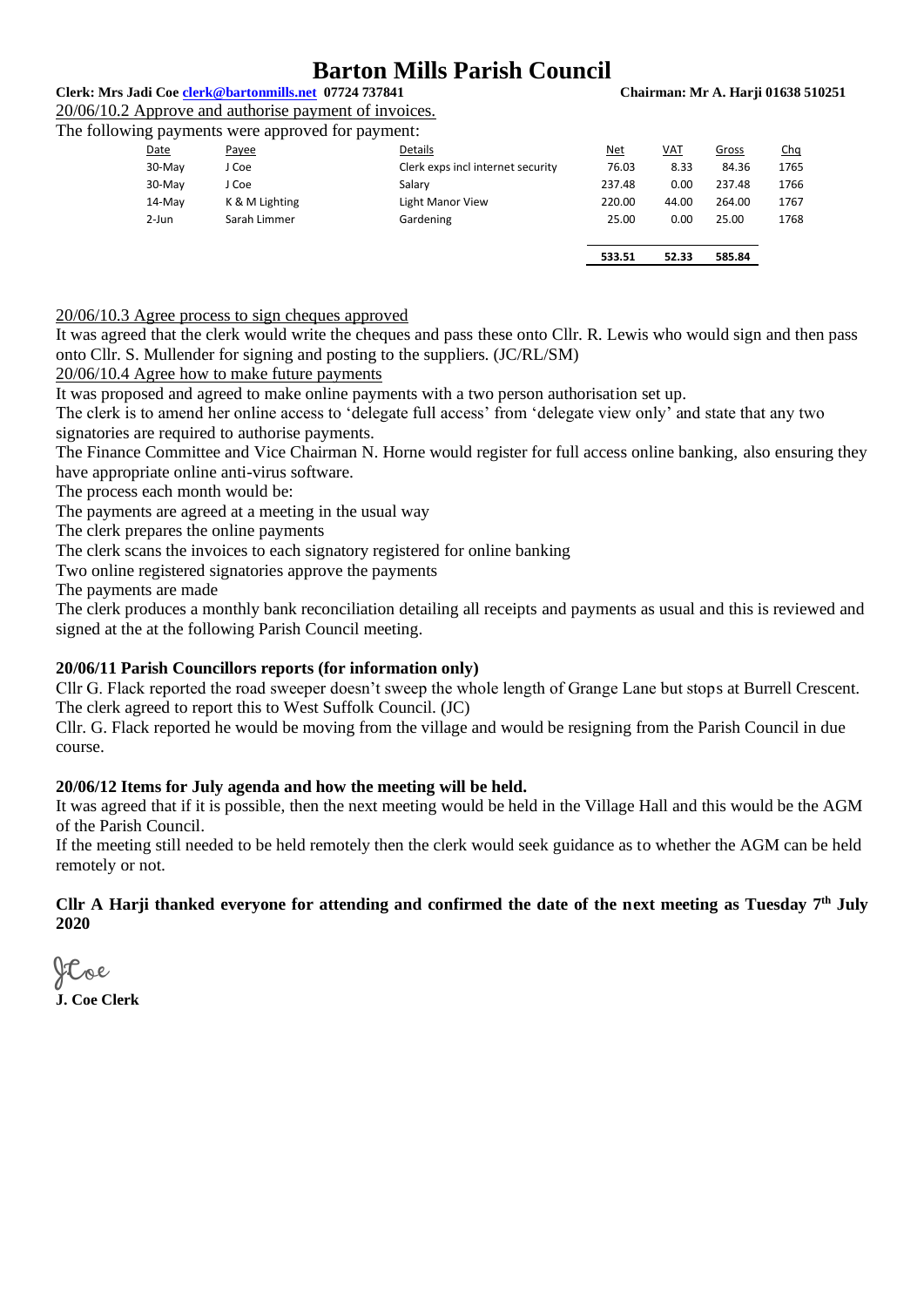# Barton Mills Parish Council

**Clerk: Mrs Jadi Coe clerk@bartonmills.net 07724 737841** **Chairman: Mr A. Harji 01638 510251**

20/06/10.2 Approve and authorise payment of invoices.

The following payments were approved for payment:

| Date | Payee | Details | Net | VAT | Gross | Chq |
|---|---|---|---|---|---|---|
| 30-May | J Coe | Clerk exps incl internet security | 76.03 | 8.33 | 84.36 | 1765 |
| 30-May | J Coe | Salary | 237.48 | 0.00 | 237.48 | 1766 |
| 14-May | K & M Lighting | Light Manor View | 220.00 | 44.00 | 264.00 | 1767 |
| 2-Jun | Sarah Limmer | Gardening | 25.00 | 0.00 | 25.00 | 1768 |
| | | | **533.51** | **52.33** | **585.84** | |

20/06/10.3 Agree process to sign cheques approved

It was agreed that the clerk would write the cheques and pass these onto Cllr. R. Lewis who would sign and then pass onto Cllr. S. Mullender for signing and posting to the suppliers. (JC/RL/SM)

20/06/10.4 Agree how to make future payments

It was proposed and agreed to make online payments with a two person authorisation set up.

The clerk is to amend her online access to 'delegate full access' from 'delegate view only' and state that any two signatories are required to authorise payments.

The Finance Committee and Vice Chairman N. Horne would register for full access online banking, also ensuring they have appropriate online anti-virus software.

The process each month would be:

The payments are agreed at a meeting in the usual way

The clerk prepares the online payments

The clerk scans the invoices to each signatory registered for online banking

Two online registered signatories approve the payments

The payments are made

The clerk produces a monthly bank reconciliation detailing all receipts and payments as usual and this is reviewed and signed at the at the following Parish Council meeting.

**20/06/11 Parish Councillors reports (for information only)**

Cllr G. Flack reported the road sweeper doesn't sweep the whole length of Grange Lane but stops at Burrell Crescent. The clerk agreed to report this to West Suffolk Council. (JC)

Cllr. G. Flack reported he would be moving from the village and would be resigning from the Parish Council in due course.

**20/06/12 Items for July agenda and how the meeting will be held.**

It was agreed that if it is possible, then the next meeting would be held in the Village Hall and this would be the AGM of the Parish Council.

If the meeting still needed to be held remotely then the clerk would seek guidance as to whether the AGM can be held remotely or not.

**Cllr A Harji thanked everyone for attending and confirmed the date of the next meeting as Tuesday 7th July 2020**

JCoe

**J. Coe Clerk**